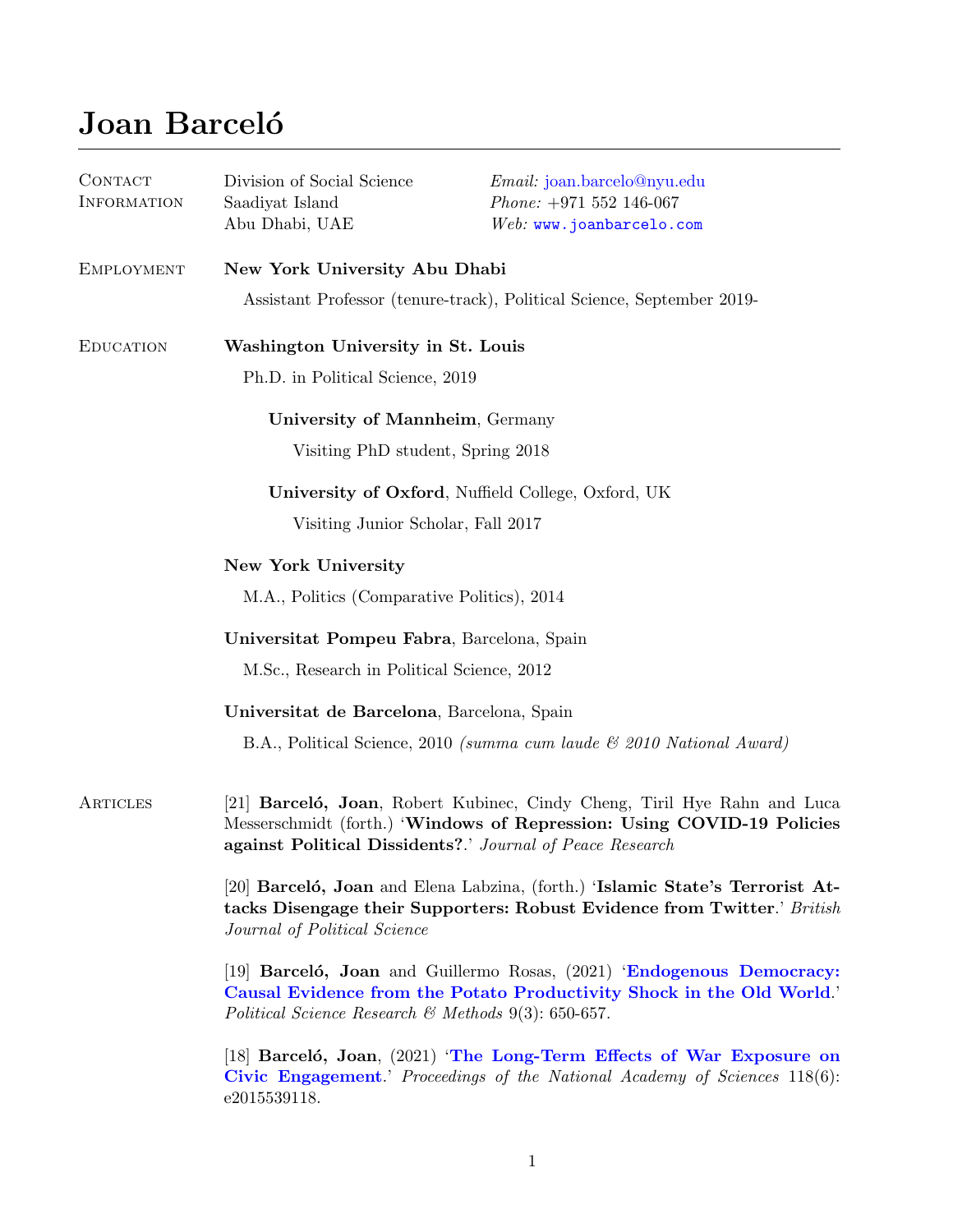# Joan Barceló

## Contact Information

Division of Social Science
Saadiyat Island
Abu Dhabi, UAE

*Email:* joan.barcelo@nyu.edu
*Phone:* +971 552 146-067
*Web:* www.joanbarcelo.com

## Employment

**New York University Abu Dhabi**

Assistant Professor (tenure-track), Political Science, September 2019-

## Education

**Washington University in St. Louis**

Ph.D. in Political Science, 2019

**University of Mannheim**, Germany

Visiting PhD student, Spring 2018

**University of Oxford**, Nuffield College, Oxford, UK

Visiting Junior Scholar, Fall 2017

**New York University**

M.A., Politics (Comparative Politics), 2014

**Universitat Pompeu Fabra**, Barcelona, Spain

M.Sc., Research in Political Science, 2012

**Universitat de Barcelona**, Barcelona, Spain

B.A., Political Science, 2010 *(summa cum laude & 2010 National Award)*

## Articles

[21] **Barceló, Joan**, Robert Kubinec, Cindy Cheng, Tiril Hye Rahn and Luca Messerschmidt (forth.) '**Windows of Repression: Using COVID-19 Policies against Political Dissidents?**.' *Journal of Peace Research*

[20] **Barceló, Joan** and Elena Labzina, (forth.) '**Islamic State's Terrorist Attacks Disengage their Supporters: Robust Evidence from Twitter**.' *British Journal of Political Science*

[19] **Barceló, Joan** and Guillermo Rosas, (2021) '**Endogenous Democracy: Causal Evidence from the Potato Productivity Shock in the Old World**.' *Political Science Research & Methods* 9(3): 650-657.

[18] **Barceló, Joan**, (2021) '**The Long-Term Effects of War Exposure on Civic Engagement**.' *Proceedings of the National Academy of Sciences* 118(6): e2015539118.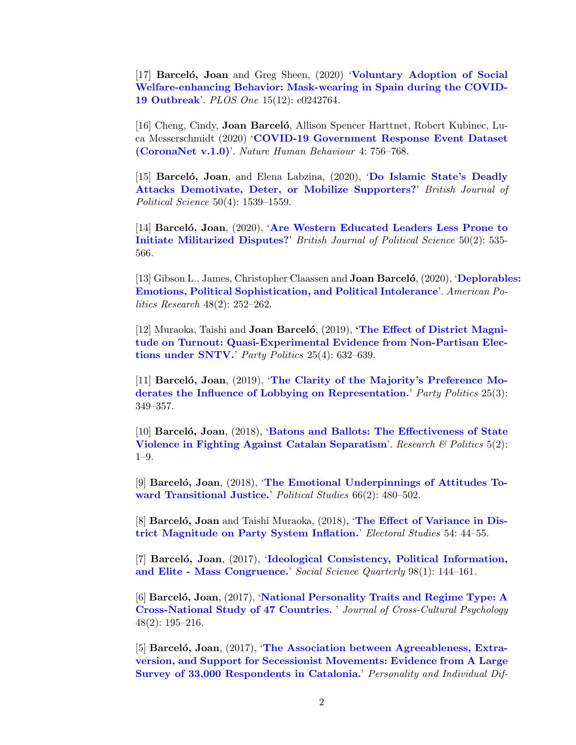[17] **Barceló, Joan** and Greg Sheen, (2020) '**Voluntary Adoption of Social Welfare-enhancing Behavior: Mask-wearing in Spain during the COVID-19 Outbreak**'. *PLOS One* 15(12): e0242764.

[16] Cheng, Cindy, **Joan Barceló**, Allison Spencer Harttnet, Robert Kubinec, Luca Messerschmidt (2020) '**COVID-19 Government Response Event Dataset (CoronaNet v.1.0)**'. *Nature Human Behaviour* 4: 756–768.

[15] **Barceló, Joan**, and Elena Labzina, (2020), '**Do Islamic State's Deadly Attacks Demotivate, Deter, or Mobilize Supporters?**' *British Journal of Political Science* 50(4): 1539–1559.

[14] **Barceló, Joan**, (2020), '**Are Western Educated Leaders Less Prone to Initiate Militarized Disputes?**' *British Journal of Political Science* 50(2): 535-566.

[13] Gibson L., James, Christopher Claassen and **Joan Barceló**, (2020), '**Deplorables: Emotions, Political Sophistication, and Political Intolerance**'. *American Politics Research* 48(2): 252–262.

[12] Muraoka, Taishi and **Joan Barceló**, (2019), **'The Effect of District Magnitude on Turnout: Quasi-Experimental Evidence from Non-Partisan Elections under SNTV.**' *Party Politics* 25(4): 632–639.

[11] **Barceló, Joan**, (2019), '**The Clarity of the Majority's Preference Moderates the Influence of Lobbying on Representation.**' *Party Politics* 25(3): 349–357.

[10] **Barceló, Joan**, (2018), '**Batons and Ballots: The Effectiveness of State Violence in Fighting Against Catalan Separatism**'. *Research & Politics* 5(2): 1–9.

[9] **Barceló, Joan**, (2018), '**The Emotional Underpinnings of Attitudes Toward Transitional Justice.**' *Political Studies* 66(2): 480–502.

[8] **Barceló, Joan** and Taishi Muraoka, (2018), '**The Effect of Variance in District Magnitude on Party System Inflation.**' *Electoral Studies* 54: 44–55.

[7] **Barceló, Joan**, (2017), '**Ideological Consistency, Political Information, and Elite - Mass Congruence.**' *Social Science Quarterly* 98(1): 144–161.

[6] **Barceló, Joan**, (2017), '**National Personality Traits and Regime Type: A Cross-National Study of 47 Countries.** ' *Journal of Cross-Cultural Psychology* 48(2): 195–216.

[5] **Barceló, Joan**, (2017), '**The Association between Agreeableness, Extraversion, and Support for Secessionist Movements: Evidence from A Large Survey of 33,000 Respondents in Catalonia.**' *Personality and Individual Dif-*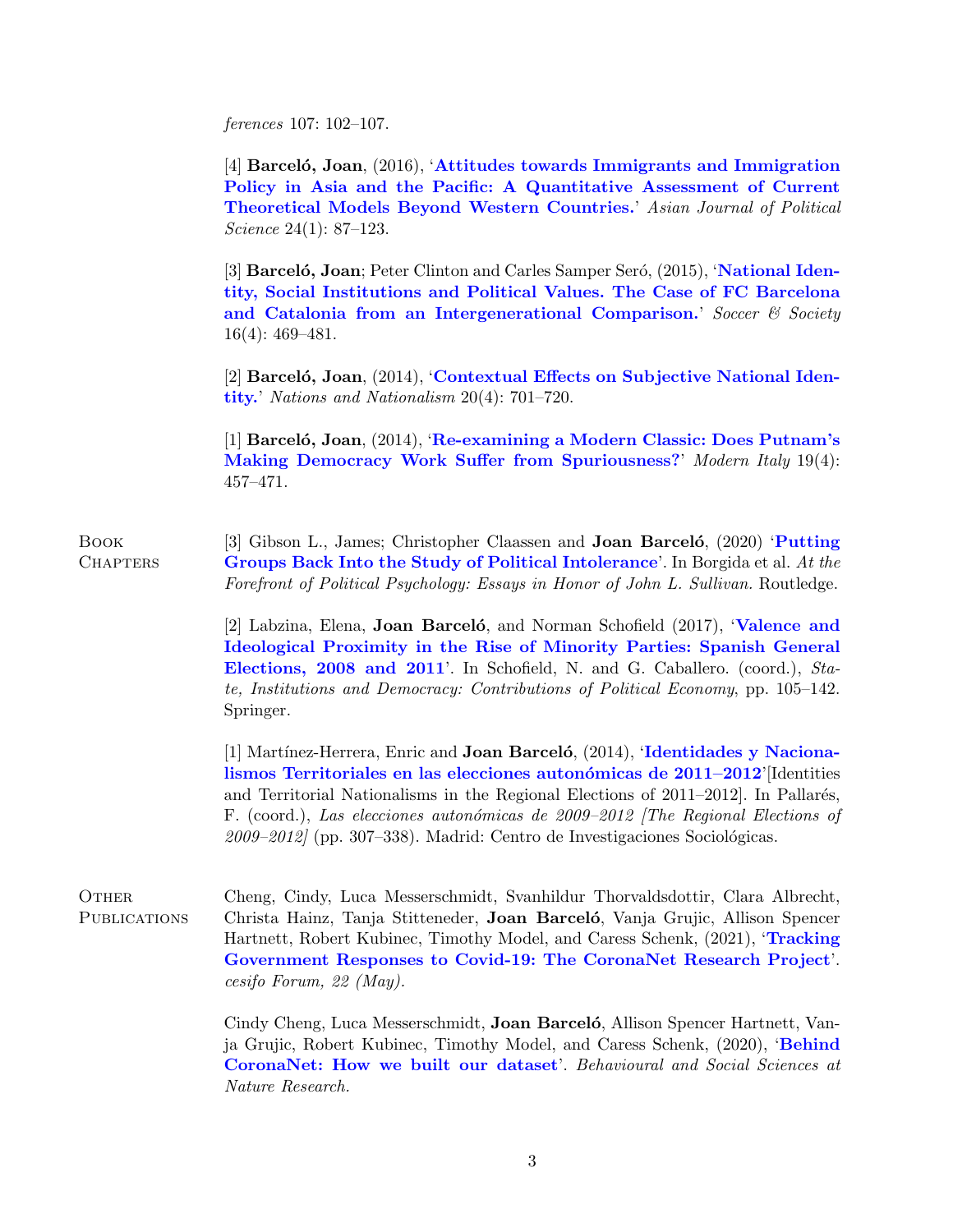*ferences* 107: 102–107.

[4] **Barceló, Joan**, (2016), '**Attitudes towards Immigrants and Immigration Policy in Asia and the Pacific: A Quantitative Assessment of Current Theoretical Models Beyond Western Countries.**' *Asian Journal of Political Science* 24(1): 87–123.

[3] **Barceló, Joan**; Peter Clinton and Carles Samper Seró, (2015), '**National Identity, Social Institutions and Political Values. The Case of FC Barcelona and Catalonia from an Intergenerational Comparison.**' *Soccer & Society* 16(4): 469–481.

[2] **Barceló, Joan**, (2014), '**Contextual Effects on Subjective National Identity.**' *Nations and Nationalism* 20(4): 701–720.

[1] **Barceló, Joan**, (2014), '**Re-examining a Modern Classic: Does Putnam's Making Democracy Work Suffer from Spuriousness?**' *Modern Italy* 19(4): 457–471.

## Book Chapters

[3] Gibson L., James; Christopher Claassen and **Joan Barceló**, (2020) '**Putting Groups Back Into the Study of Political Intolerance**'. In Borgida et al. *At the Forefront of Political Psychology: Essays in Honor of John L. Sullivan.* Routledge.

[2] Labzina, Elena, **Joan Barceló**, and Norman Schofield (2017), '**Valence and Ideological Proximity in the Rise of Minority Parties: Spanish General Elections, 2008 and 2011**'. In Schofield, N. and G. Caballero. (coord.), *State, Institutions and Democracy: Contributions of Political Economy*, pp. 105–142. Springer.

[1] Martínez-Herrera, Enric and **Joan Barceló**, (2014), '**Identidades y Nacionalismos Territoriales en las elecciones autonómicas de 2011–2012**'[Identities and Territorial Nationalisms in the Regional Elections of 2011–2012]. In Pallarés, F. (coord.), *Las elecciones autonómicas de 2009–2012 [The Regional Elections of 2009–2012]* (pp. 307–338). Madrid: Centro de Investigaciones Sociológicas.

## Other Publications

Cheng, Cindy, Luca Messerschmidt, Svanhildur Thorvaldsdottir, Clara Albrecht, Christa Hainz, Tanja Stitteneder, **Joan Barceló**, Vanja Grujic, Allison Spencer Hartnett, Robert Kubinec, Timothy Model, and Caress Schenk, (2021), '**Tracking Government Responses to Covid-19: The CoronaNet Research Project**'. *cesifo Forum, 22 (May).*

Cindy Cheng, Luca Messerschmidt, **Joan Barceló**, Allison Spencer Hartnett, Vanja Grujic, Robert Kubinec, Timothy Model, and Caress Schenk, (2020), '**Behind CoronaNet: How we built our dataset**'. *Behavioural and Social Sciences at Nature Research.*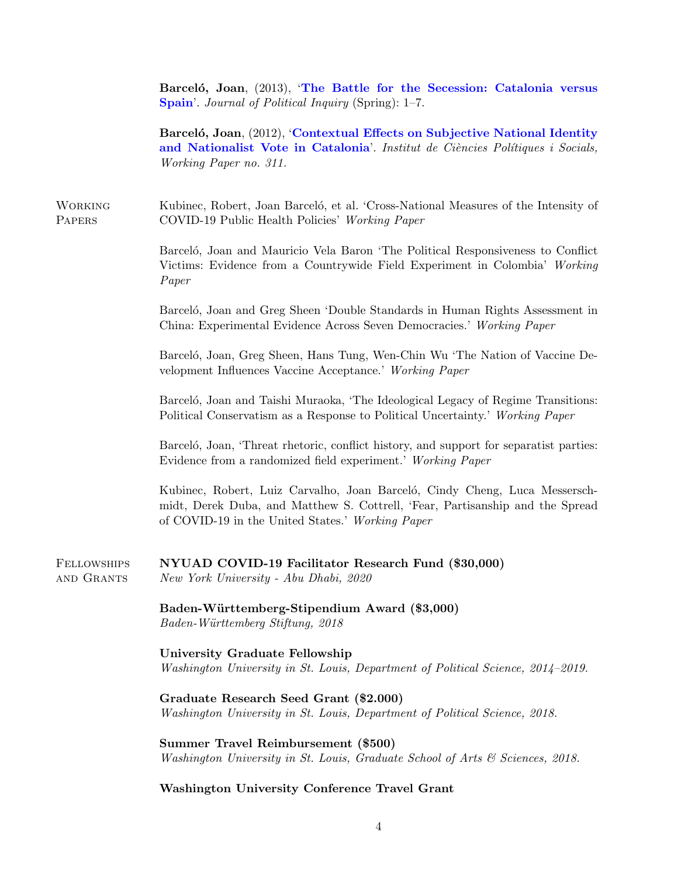**Barceló, Joan**, (2013), '**The Battle for the Secession: Catalonia versus Spain**'. *Journal of Political Inquiry* (Spring): 1–7.

**Barceló, Joan**, (2012), '**Contextual Effects on Subjective National Identity and Nationalist Vote in Catalonia**'. *Institut de Ciències Polítiques i Socials, Working Paper no. 311.*

## Working Papers

Kubinec, Robert, Joan Barceló, et al. 'Cross-National Measures of the Intensity of COVID-19 Public Health Policies' *Working Paper*

Barceló, Joan and Mauricio Vela Baron 'The Political Responsiveness to Conflict Victims: Evidence from a Countrywide Field Experiment in Colombia' *Working Paper*

Barceló, Joan and Greg Sheen 'Double Standards in Human Rights Assessment in China: Experimental Evidence Across Seven Democracies.' *Working Paper*

Barceló, Joan, Greg Sheen, Hans Tung, Wen-Chin Wu 'The Nation of Vaccine Development Influences Vaccine Acceptance.' *Working Paper*

Barceló, Joan and Taishi Muraoka, 'The Ideological Legacy of Regime Transitions: Political Conservatism as a Response to Political Uncertainty.' *Working Paper*

Barceló, Joan, 'Threat rhetoric, conflict history, and support for separatist parties: Evidence from a randomized field experiment.' *Working Paper*

Kubinec, Robert, Luiz Carvalho, Joan Barceló, Cindy Cheng, Luca Messerschmidt, Derek Duba, and Matthew S. Cottrell, 'Fear, Partisanship and the Spread of COVID-19 in the United States.' *Working Paper*

## Fellowships and Grants

**NYUAD COVID-19 Facilitator Research Fund ($30,000)**
*New York University - Abu Dhabi, 2020*

**Baden-Württemberg-Stipendium Award ($3,000)**
*Baden-Württemberg Stiftung, 2018*

**University Graduate Fellowship**
*Washington University in St. Louis, Department of Political Science, 2014–2019.*

**Graduate Research Seed Grant ($2.000)**
*Washington University in St. Louis, Department of Political Science, 2018.*

**Summer Travel Reimbursement ($500)**
*Washington University in St. Louis, Graduate School of Arts & Sciences, 2018.*

**Washington University Conference Travel Grant**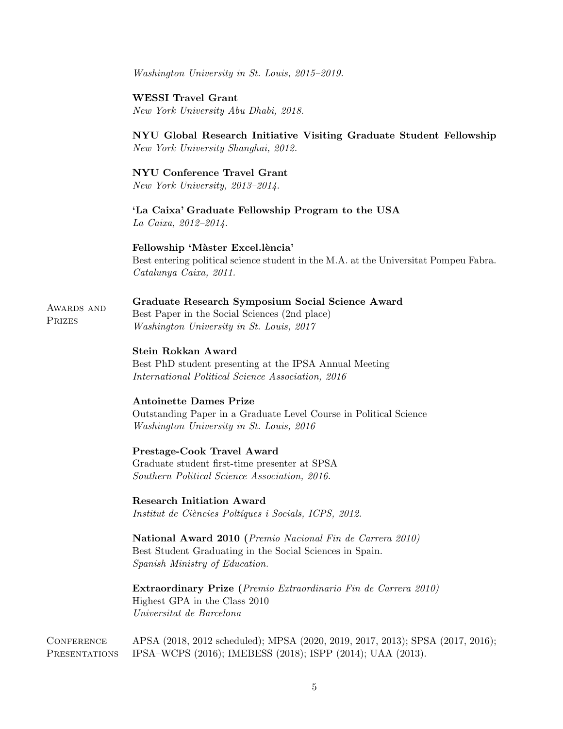*Washington University in St. Louis, 2015–2019.*

**WESSI Travel Grant**
*New York University Abu Dhabi, 2018.*

**NYU Global Research Initiative Visiting Graduate Student Fellowship**
*New York University Shanghai, 2012.*

**NYU Conference Travel Grant**
*New York University, 2013–2014.*

**'La Caixa' Graduate Fellowship Program to the USA**
*La Caixa, 2012–2014.*

**Fellowship 'Màster Excel.lència'**
Best entering political science student in the M.A. at the Universitat Pompeu Fabra.
*Catalunya Caixa, 2011.*

## Awards and Prizes

**Graduate Research Symposium Social Science Award**
Best Paper in the Social Sciences (2nd place)
*Washington University in St. Louis, 2017*

**Stein Rokkan Award**
Best PhD student presenting at the IPSA Annual Meeting
*International Political Science Association, 2016*

**Antoinette Dames Prize**
Outstanding Paper in a Graduate Level Course in Political Science
*Washington University in St. Louis, 2016*

**Prestage-Cook Travel Award**
Graduate student first-time presenter at SPSA
*Southern Political Science Association, 2016.*

**Research Initiation Award**
*Institut de Ciències Poltíques i Socials, ICPS, 2012.*

**National Award 2010 (***Premio Nacional Fin de Carrera 2010***)**
Best Student Graduating in the Social Sciences in Spain.
*Spanish Ministry of Education.*

**Extraordinary Prize (***Premio Extraordinario Fin de Carrera 2010***)**
Highest GPA in the Class 2010
*Universitat de Barcelona*

## Conference Presentations

APSA (2018, 2012 scheduled); MPSA (2020, 2019, 2017, 2013); SPSA (2017, 2016); IPSA–WCPS (2016); IMEBESS (2018); ISPP (2014); UAA (2013).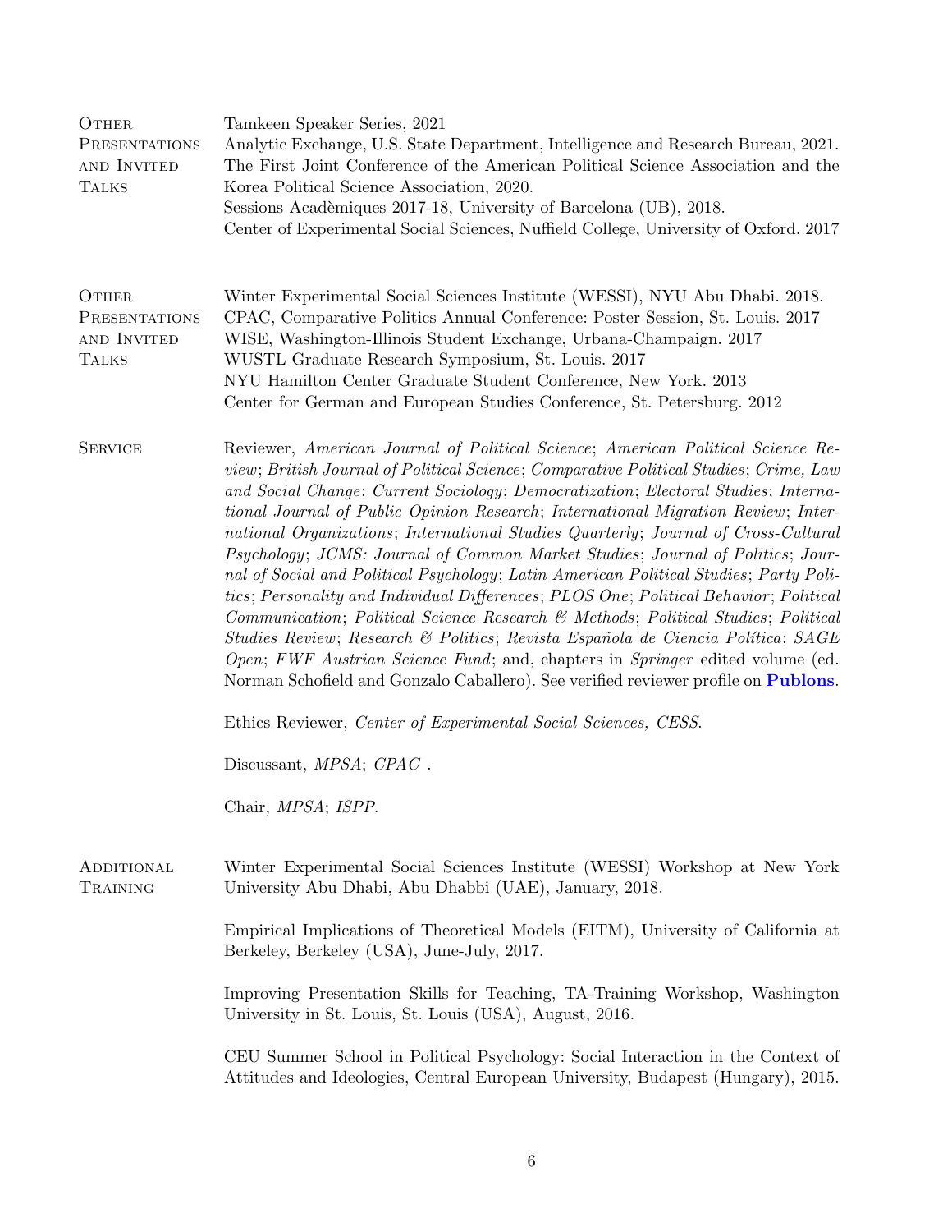## Other Presentations and Invited Talks

Tamkeen Speaker Series, 2021
Analytic Exchange, U.S. State Department, Intelligence and Research Bureau, 2021.
The First Joint Conference of the American Political Science Association and the Korea Political Science Association, 2020.
Sessions Acadèmiques 2017-18, University of Barcelona (UB), 2018.
Center of Experimental Social Sciences, Nuffield College, University of Oxford. 2017

## Other Presentations and Invited Talks

Winter Experimental Social Sciences Institute (WESSI), NYU Abu Dhabi. 2018.
CPAC, Comparative Politics Annual Conference: Poster Session, St. Louis. 2017
WISE, Washington-Illinois Student Exchange, Urbana-Champaign. 2017
WUSTL Graduate Research Symposium, St. Louis. 2017
NYU Hamilton Center Graduate Student Conference, New York. 2013
Center for German and European Studies Conference, St. Petersburg. 2012

## Service

Reviewer, *American Journal of Political Science*; *American Political Science Review*; *British Journal of Political Science*; *Comparative Political Studies*; *Crime, Law and Social Change*; *Current Sociology*; *Democratization*; *Electoral Studies*; *International Journal of Public Opinion Research*; *International Migration Review*; *International Organizations*; *International Studies Quarterly*; *Journal of Cross-Cultural Psychology*; *JCMS: Journal of Common Market Studies*; *Journal of Politics*; *Journal of Social and Political Psychology*; *Latin American Political Studies*; *Party Politics*; *Personality and Individual Differences*; *PLOS One*; *Political Behavior*; *Political Communication*; *Political Science Research & Methods*; *Political Studies*; *Political Studies Review*; *Research & Politics*; *Revista Española de Ciencia Política*; *SAGE Open*; *FWF Austrian Science Fund*; and, chapters in *Springer* edited volume (ed. Norman Schofield and Gonzalo Caballero). See verified reviewer profile on **Publons**.

Ethics Reviewer, *Center of Experimental Social Sciences, CESS*.

Discussant, *MPSA*; *CPAC* .

Chair, *MPSA*; *ISPP*.

## Additional Training

Winter Experimental Social Sciences Institute (WESSI) Workshop at New York University Abu Dhabi, Abu Dhabbi (UAE), January, 2018.

Empirical Implications of Theoretical Models (EITM), University of California at Berkeley, Berkeley (USA), June-July, 2017.

Improving Presentation Skills for Teaching, TA-Training Workshop, Washington University in St. Louis, St. Louis (USA), August, 2016.

CEU Summer School in Political Psychology: Social Interaction in the Context of Attitudes and Ideologies, Central European University, Budapest (Hungary), 2015.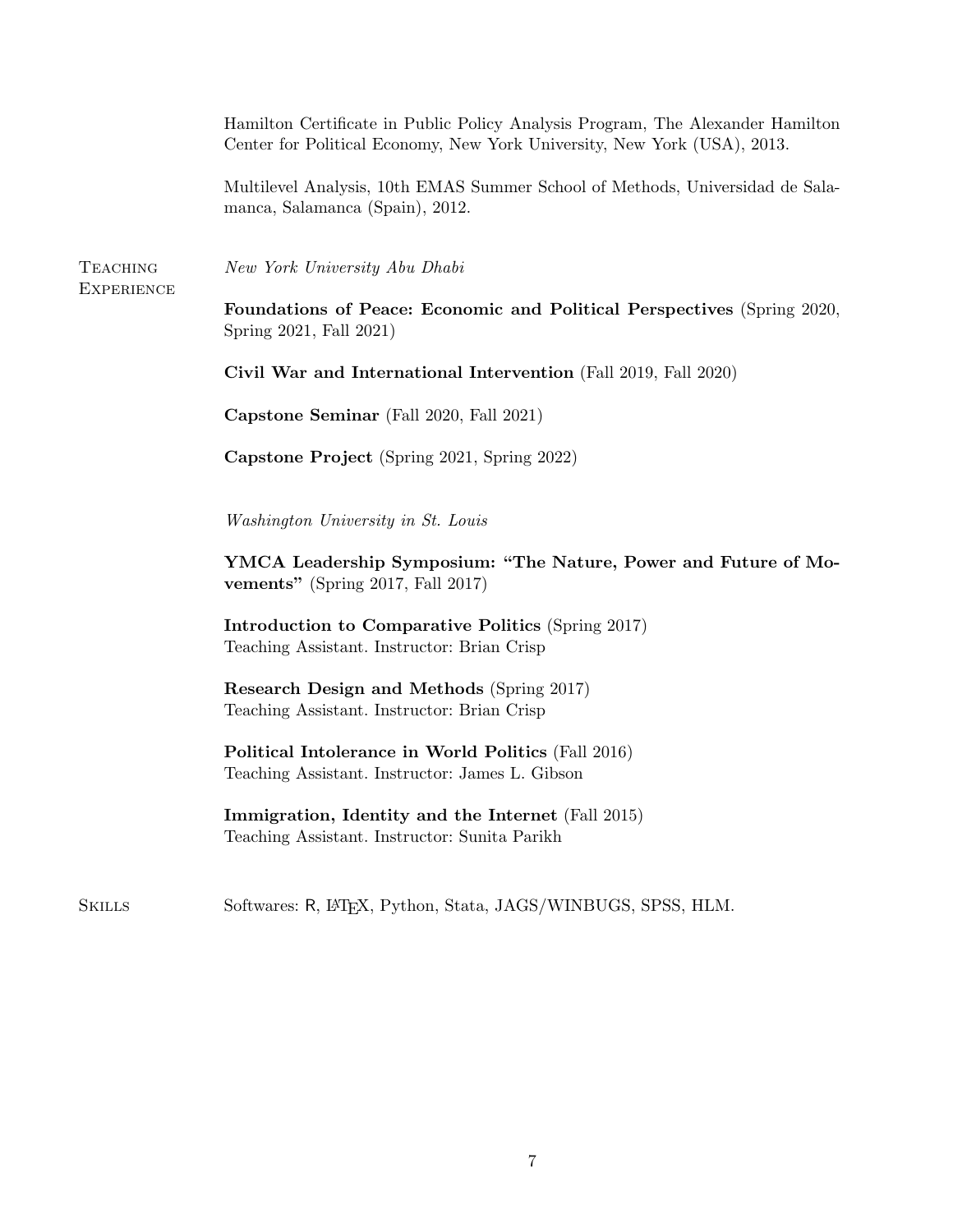Hamilton Certificate in Public Policy Analysis Program, The Alexander Hamilton Center for Political Economy, New York University, New York (USA), 2013.

Multilevel Analysis, 10th EMAS Summer School of Methods, Universidad de Salamanca, Salamanca (Spain), 2012.

## Teaching Experience

*New York University Abu Dhabi*

**Foundations of Peace: Economic and Political Perspectives** (Spring 2020, Spring 2021, Fall 2021)

**Civil War and International Intervention** (Fall 2019, Fall 2020)

**Capstone Seminar** (Fall 2020, Fall 2021)

**Capstone Project** (Spring 2021, Spring 2022)

*Washington University in St. Louis*

**YMCA Leadership Symposium: "The Nature, Power and Future of Movements"** (Spring 2017, Fall 2017)

**Introduction to Comparative Politics** (Spring 2017)
Teaching Assistant. Instructor: Brian Crisp

**Research Design and Methods** (Spring 2017)
Teaching Assistant. Instructor: Brian Crisp

**Political Intolerance in World Politics** (Fall 2016)
Teaching Assistant. Instructor: James L. Gibson

**Immigration, Identity and the Internet** (Fall 2015)
Teaching Assistant. Instructor: Sunita Parikh

## Skills

Softwares: R, LaTeX, Python, Stata, JAGS/WINBUGS, SPSS, HLM.